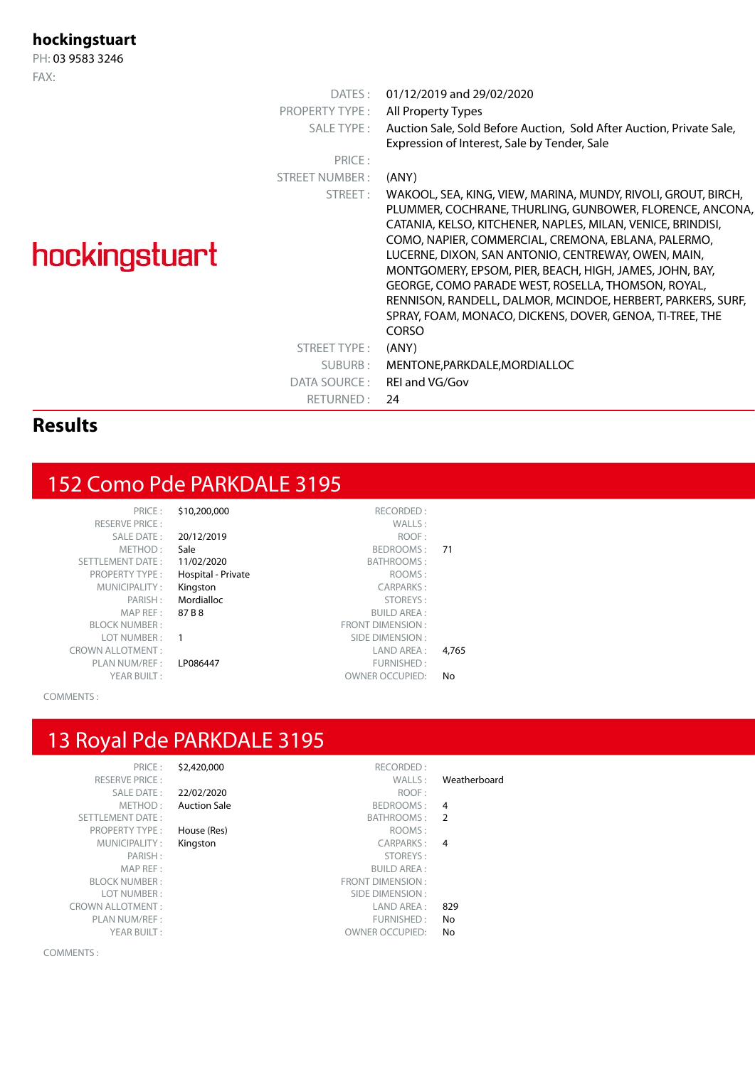**hockingstuart**

PH: 03 9583 3246

FAX:

hockingstuart

| | |
|---|---|
| DATES : | 01/12/2019 and 29/02/2020 |
| PROPERTY TYPE : | All Property Types |
| SALE TYPE : | Auction Sale, Sold Before Auction, Sold After Auction, Private Sale, Expression of Interest, Sale by Tender, Sale |
| PRICE : | |
| STREET NUMBER : | (ANY) |
| STREET : | WAKOOL, SEA, KING, VIEW, MARINA, MUNDY, RIVOLI, GROUT, BIRCH, PLUMMER, COCHRANE, THURLING, GUNBOWER, FLORENCE, ANCONA, CATANIA, KELSO, KITCHENER, NAPLES, MILAN, VENICE, BRINDISI, COMO, NAPIER, COMMERCIAL, CREMONA, EBLANA, PALERMO, LUCERNE, DIXON, SAN ANTONIO, CENTREWAY, OWEN, MAIN, MONTGOMERY, EPSOM, PIER, BEACH, HIGH, JAMES, JOHN, BAY, GEORGE, COMO PARADE WEST, ROSELLA, THOMSON, ROYAL, RENNISON, RANDELL, DALMOR, MCINDOE, HERBERT, PARKERS, SURF, SPRAY, FOAM, MONACO, DICKENS, DOVER, GENOA, TI-TREE, THE CORSO |
| STREET TYPE : | (ANY) |
| SUBURB : | MENTONE,PARKDALE,MORDIALLOC |
| DATA SOURCE : | REI and VG/Gov |
| RETURNED : | 24 |

## Results

## 152 Como Pde PARKDALE 3195

| | | | |
|---|---|---|---|
| PRICE : | $10,200,000 | RECORDED : | |
| RESERVE PRICE : | | WALLS : | |
| SALE DATE : | 20/12/2019 | ROOF : | |
| METHOD : | Sale | BEDROOMS : | 71 |
| SETTLEMENT DATE : | 11/02/2020 | BATHROOMS : | |
| PROPERTY TYPE : | Hospital - Private | ROOMS : | |
| MUNICIPALITY : | Kingston | CARPARKS : | |
| PARISH : | Mordialloc | STOREYS : | |
| MAP REF : | 87 B 8 | BUILD AREA : | |
| BLOCK NUMBER : | | FRONT DIMENSION : | |
| LOT NUMBER : | 1 | SIDE DIMENSION : | |
| CROWN ALLOTMENT : | | LAND AREA : | 4,765 |
| PLAN NUM/REF : | LP086447 | FURNISHED : | |
| YEAR BUILT : | | OWNER OCCUPIED: | No |

COMMENTS :

## 13 Royal Pde PARKDALE 3195

| | | | |
|---|---|---|---|
| PRICE : | $2,420,000 | RECORDED : | |
| RESERVE PRICE : | | WALLS : | Weatherboard |
| SALE DATE : | 22/02/2020 | ROOF : | |
| METHOD : | Auction Sale | BEDROOMS : | 4 |
| SETTLEMENT DATE : | | BATHROOMS : | 2 |
| PROPERTY TYPE : | House (Res) | ROOMS : | |
| MUNICIPALITY : | Kingston | CARPARKS : | 4 |
| PARISH : | | STOREYS : | |
| MAP REF : | | BUILD AREA : | |
| BLOCK NUMBER : | | FRONT DIMENSION : | |
| LOT NUMBER : | | SIDE DIMENSION : | |
| CROWN ALLOTMENT : | | LAND AREA : | 829 |
| PLAN NUM/REF : | | FURNISHED : | No |
| YEAR BUILT : | | OWNER OCCUPIED: | No |

COMMENTS :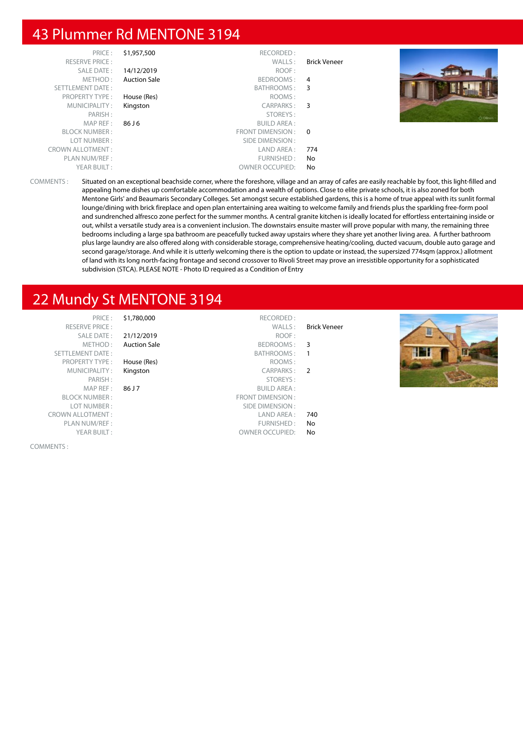## 43 Plummer Rd MENTONE 3194

| | | | |
|---|---|---|---|
| PRICE : | $1,957,500 | RECORDED : | |
| RESERVE PRICE : | | WALLS : | Brick Veneer |
| SALE DATE : | 14/12/2019 | ROOF : | |
| METHOD : | Auction Sale | BEDROOMS : | 4 |
| SETTLEMENT DATE : | | BATHROOMS : | 3 |
| PROPERTY TYPE : | House (Res) | ROOMS : | |
| MUNICIPALITY : | Kingston | CARPARKS : | 3 |
| PARISH : | | STOREYS : | |
| MAP REF : | 86 J 6 | BUILD AREA : | |
| BLOCK NUMBER : | | FRONT DIMENSION : | 0 |
| LOT NUMBER : | | SIDE DIMENSION : | |
| CROWN ALLOTMENT : | | LAND AREA : | 774 |
| PLAN NUM/REF : | | FURNISHED : | No |
| YEAR BUILT : | | OWNER OCCUPIED: | No |

COMMENTS : Situated on an exceptional beachside corner, where the foreshore, village and an array of cafes are easily reachable by foot, this light-filled and appealing home dishes up comfortable accommodation and a wealth of options. Close to elite private schools, it is also zoned for both Mentone Girls' and Beaumaris Secondary Colleges. Set amongst secure established gardens, this is a home of true appeal with its sunlit formal lounge/dining with brick fireplace and open plan entertaining area waiting to welcome family and friends plus the sparkling free-form pool and sundrenched alfresco zone perfect for the summer months. A central granite kitchen is ideally located for effortless entertaining inside or out, whilst a versatile study area is a convenient inclusion. The downstairs ensuite master will prove popular with many, the remaining three bedrooms including a large spa bathroom are peacefully tucked away upstairs where they share yet another living area. A further bathroom plus large laundry are also offered along with considerable storage, comprehensive heating/cooling, ducted vacuum, double auto garage and second garage/storage. And while it is utterly welcoming there is the option to update or instead, the supersized 774sqm (approx.) allotment of land with its long north-facing frontage and second crossover to Rivoli Street may prove an irresistible opportunity for a sophisticated subdivision (STCA). PLEASE NOTE - Photo ID required as a Condition of Entry

## 22 Mundy St MENTONE 3194

| | | | |
|---|---|---|---|
| PRICE : | $1,780,000 | RECORDED : | |
| RESERVE PRICE : | | WALLS : | Brick Veneer |
| SALE DATE : | 21/12/2019 | ROOF : | |
| METHOD : | Auction Sale | BEDROOMS : | 3 |
| SETTLEMENT DATE : | | BATHROOMS : | 1 |
| PROPERTY TYPE : | House (Res) | ROOMS : | |
| MUNICIPALITY : | Kingston | CARPARKS : | 2 |
| PARISH : | | STOREYS : | |
| MAP REF : | 86 J 7 | BUILD AREA : | |
| BLOCK NUMBER : | | FRONT DIMENSION : | |
| LOT NUMBER : | | SIDE DIMENSION : | |
| CROWN ALLOTMENT : | | LAND AREA : | 740 |
| PLAN NUM/REF : | | FURNISHED : | No |
| YEAR BUILT : | | OWNER OCCUPIED: | No |

COMMENTS :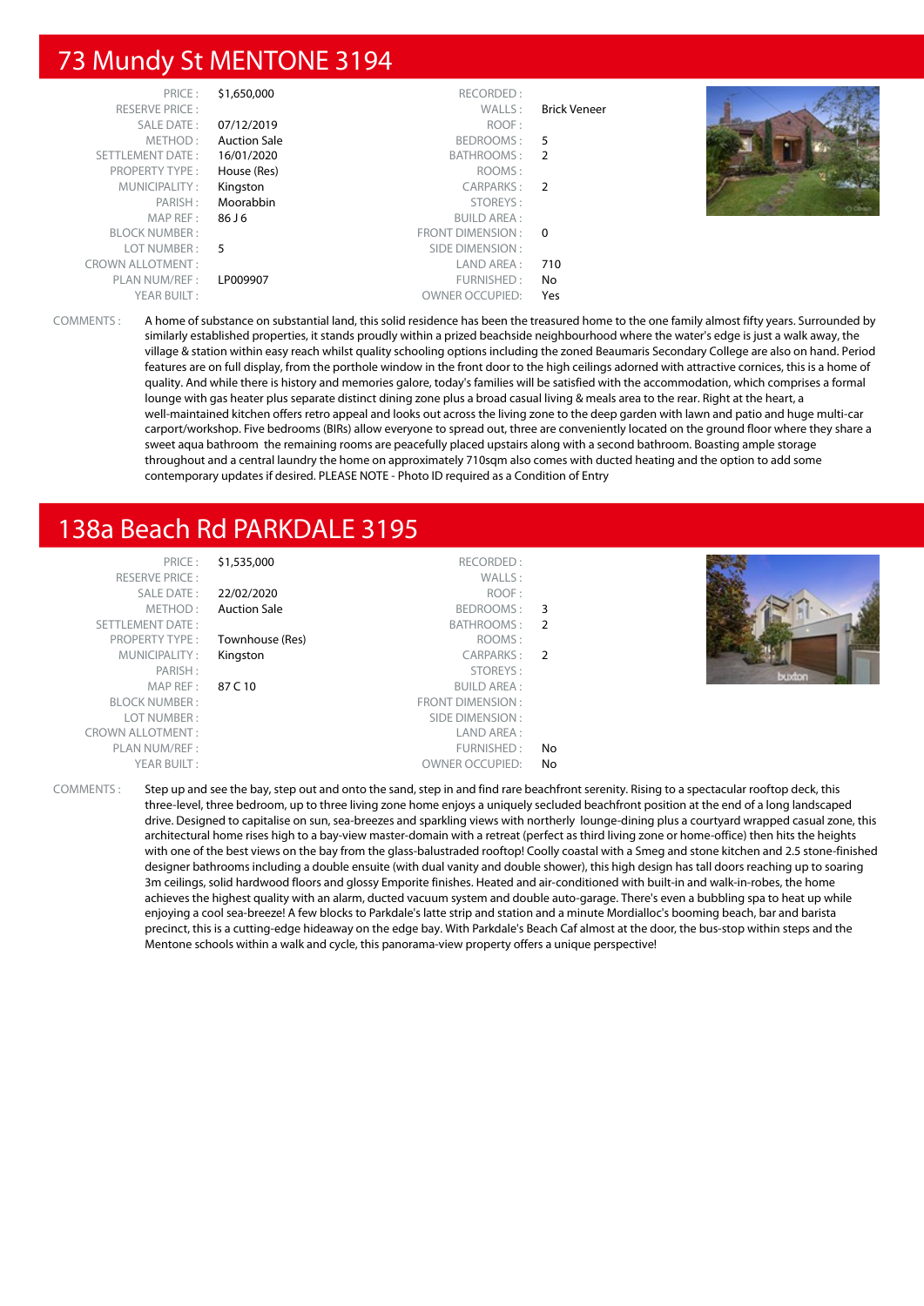# 73 Mundy St MENTONE 3194

| | | | |
|---|---|---|---|
| PRICE : | $1,650,000 | RECORDED : | |
| RESERVE PRICE : | | WALLS : | Brick Veneer |
| SALE DATE : | 07/12/2019 | ROOF : | |
| METHOD : | Auction Sale | BEDROOMS : | 5 |
| SETTLEMENT DATE : | 16/01/2020 | BATHROOMS : | 2 |
| PROPERTY TYPE : | House (Res) | ROOMS : | |
| MUNICIPALITY : | Kingston | CARPARKS : | 2 |
| PARISH : | Moorabbin | STOREYS : | |
| MAP REF : | 86 J 6 | BUILD AREA : | |
| BLOCK NUMBER : | | FRONT DIMENSION : | 0 |
| LOT NUMBER : | 5 | SIDE DIMENSION : | |
| CROWN ALLOTMENT : | | LAND AREA : | 710 |
| PLAN NUM/REF : | LP009907 | FURNISHED : | No |
| YEAR BUILT : | | OWNER OCCUPIED: | Yes |

COMMENTS : A home of substance on substantial land, this solid residence has been the treasured home to the one family almost fifty years. Surrounded by similarly established properties, it stands proudly within a prized beachside neighbourhood where the water's edge is just a walk away, the village & station within easy reach whilst quality schooling options including the zoned Beaumaris Secondary College are also on hand. Period features are on full display, from the porthole window in the front door to the high ceilings adorned with attractive cornices, this is a home of quality. And while there is history and memories galore, today's families will be satisfied with the accommodation, which comprises a formal lounge with gas heater plus separate distinct dining zone plus a broad casual living & meals area to the rear. Right at the heart, a well-maintained kitchen offers retro appeal and looks out across the living zone to the deep garden with lawn and patio and huge multi-car carport/workshop. Five bedrooms (BIRs) allow everyone to spread out, three are conveniently located on the ground floor where they share a sweet aqua bathroom the remaining rooms are peacefully placed upstairs along with a second bathroom. Boasting ample storage throughout and a central laundry the home on approximately 710sqm also comes with ducted heating and the option to add some contemporary updates if desired. PLEASE NOTE - Photo ID required as a Condition of Entry

# 138a Beach Rd PARKDALE 3195

| | | | |
|---|---|---|---|
| PRICE : | $1,535,000 | RECORDED : | |
| RESERVE PRICE : | | WALLS : | |
| SALE DATE : | 22/02/2020 | ROOF : | |
| METHOD : | Auction Sale | BEDROOMS : | 3 |
| SETTLEMENT DATE : | | BATHROOMS : | 2 |
| PROPERTY TYPE : | Townhouse (Res) | ROOMS : | |
| MUNICIPALITY : | Kingston | CARPARKS : | 2 |
| PARISH : | | STOREYS : | |
| MAP REF : | 87 C 10 | BUILD AREA : | |
| BLOCK NUMBER : | | FRONT DIMENSION : | |
| LOT NUMBER : | | SIDE DIMENSION : | |
| CROWN ALLOTMENT : | | LAND AREA : | |
| PLAN NUM/REF : | | FURNISHED : | No |
| YEAR BUILT : | | OWNER OCCUPIED: | No |

COMMENTS : Step up and see the bay, step out and onto the sand, step in and find rare beachfront serenity. Rising to a spectacular rooftop deck, this three-level, three bedroom, up to three living zone home enjoys a uniquely secluded beachfront position at the end of a long landscaped drive. Designed to capitalise on sun, sea-breezes and sparkling views with northerly lounge-dining plus a courtyard wrapped casual zone, this architectural home rises high to a bay-view master-domain with a retreat (perfect as third living zone or home-office) then hits the heights with one of the best views on the bay from the glass-balustraded rooftop! Coolly coastal with a Smeg and stone kitchen and 2.5 stone-finished designer bathrooms including a double ensuite (with dual vanity and double shower), this high design has tall doors reaching up to soaring 3m ceilings, solid hardwood floors and glossy Emporite finishes. Heated and air-conditioned with built-in and walk-in-robes, the home achieves the highest quality with an alarm, ducted vacuum system and double auto-garage. There's even a bubbling spa to heat up while enjoying a cool sea-breeze! A few blocks to Parkdale's latte strip and station and a minute Mordialloc's booming beach, bar and barista precinct, this is a cutting-edge hideaway on the edge bay. With Parkdale's Beach Caf almost at the door, the bus-stop within steps and the Mentone schools within a walk and cycle, this panorama-view property offers a unique perspective!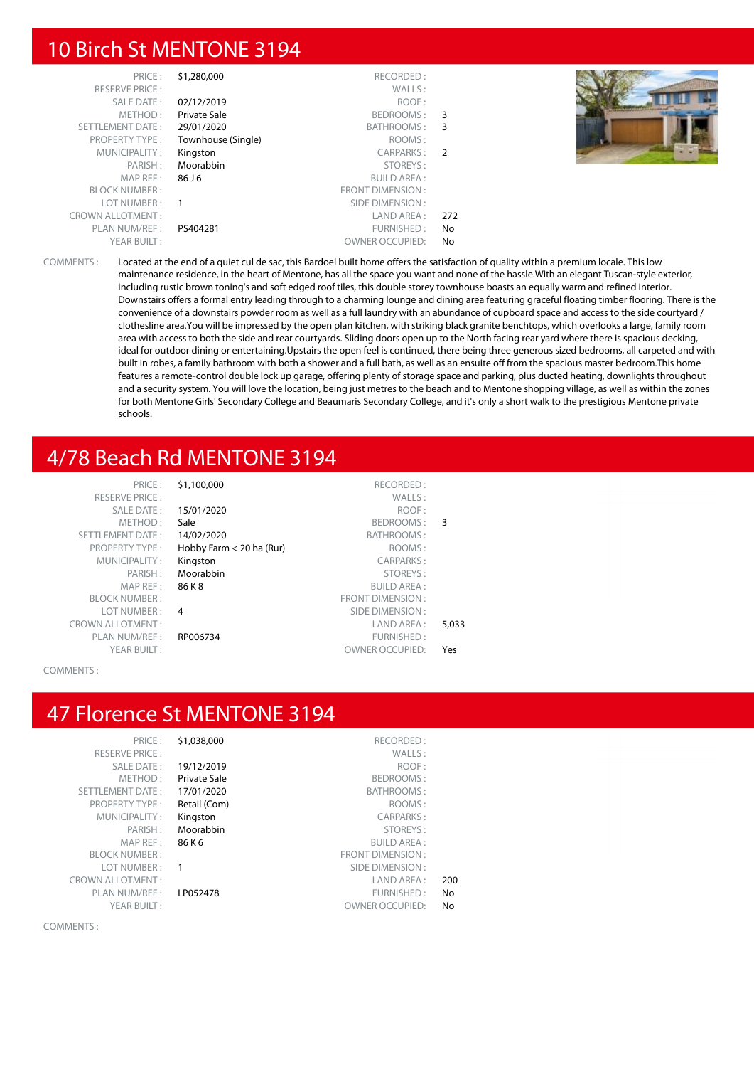## 10 Birch St MENTONE 3194

| | | | |
|---|---|---|---|
| PRICE : | $1,280,000 | RECORDED : | |
| RESERVE PRICE : | | WALLS : | |
| SALE DATE : | 02/12/2019 | ROOF : | |
| METHOD : | Private Sale | BEDROOMS : | 3 |
| SETTLEMENT DATE : | 29/01/2020 | BATHROOMS : | 3 |
| PROPERTY TYPE : | Townhouse (Single) | ROOMS : | |
| MUNICIPALITY : | Kingston | CARPARKS : | 2 |
| PARISH : | Moorabbin | STOREYS : | |
| MAP REF : | 86 J 6 | BUILD AREA : | |
| BLOCK NUMBER : | | FRONT DIMENSION : | |
| LOT NUMBER : | 1 | SIDE DIMENSION : | |
| CROWN ALLOTMENT : | | LAND AREA : | 272 |
| PLAN NUM/REF : | PS404281 | FURNISHED : | No |
| YEAR BUILT : | | OWNER OCCUPIED: | No |

COMMENTS : Located at the end of a quiet cul de sac, this Bardoel built home offers the satisfaction of quality within a premium locale. This low maintenance residence, in the heart of Mentone, has all the space you want and none of the hassle.With an elegant Tuscan-style exterior, including rustic brown toning's and soft edged roof tiles, this double storey townhouse boasts an equally warm and refined interior. Downstairs offers a formal entry leading through to a charming lounge and dining area featuring graceful floating timber flooring. There is the convenience of a downstairs powder room as well as a full laundry with an abundance of cupboard space and access to the side courtyard / clothesline area.You will be impressed by the open plan kitchen, with striking black granite benchtops, which overlooks a large, family room area with access to both the side and rear courtyards. Sliding doors open up to the North facing rear yard where there is spacious decking, ideal for outdoor dining or entertaining.Upstairs the open feel is continued, there being three generous sized bedrooms, all carpeted and with built in robes, a family bathroom with both a shower and a full bath, as well as an ensuite off from the spacious master bedroom.This home features a remote-control double lock up garage, offering plenty of storage space and parking, plus ducted heating, downlights throughout and a security system. You will love the location, being just metres to the beach and to Mentone shopping village, as well as within the zones for both Mentone Girls' Secondary College and Beaumaris Secondary College, and it's only a short walk to the prestigious Mentone private schools.

## 4/78 Beach Rd MENTONE 3194

| | | | |
|---|---|---|---|
| PRICE : | $1,100,000 | RECORDED : | |
| RESERVE PRICE : | | WALLS : | |
| SALE DATE : | 15/01/2020 | ROOF : | |
| METHOD : | Sale | BEDROOMS : | 3 |
| SETTLEMENT DATE : | 14/02/2020 | BATHROOMS : | |
| PROPERTY TYPE : | Hobby Farm < 20 ha (Rur) | ROOMS : | |
| MUNICIPALITY : | Kingston | CARPARKS : | |
| PARISH : | Moorabbin | STOREYS : | |
| MAP REF : | 86 K 8 | BUILD AREA : | |
| BLOCK NUMBER : | | FRONT DIMENSION : | |
| LOT NUMBER : | 4 | SIDE DIMENSION : | |
| CROWN ALLOTMENT : | | LAND AREA : | 5,033 |
| PLAN NUM/REF : | RP006734 | FURNISHED : | |
| YEAR BUILT : | | OWNER OCCUPIED: | Yes |

COMMENTS :

## 47 Florence St MENTONE 3194

| | | | |
|---|---|---|---|
| PRICE : | $1,038,000 | RECORDED : | |
| RESERVE PRICE : | | WALLS : | |
| SALE DATE : | 19/12/2019 | ROOF : | |
| METHOD : | Private Sale | BEDROOMS : | |
| SETTLEMENT DATE : | 17/01/2020 | BATHROOMS : | |
| PROPERTY TYPE : | Retail (Com) | ROOMS : | |
| MUNICIPALITY : | Kingston | CARPARKS : | |
| PARISH : | Moorabbin | STOREYS : | |
| MAP REF : | 86 K 6 | BUILD AREA : | |
| BLOCK NUMBER : | | FRONT DIMENSION : | |
| LOT NUMBER : | 1 | SIDE DIMENSION : | |
| CROWN ALLOTMENT : | | LAND AREA : | 200 |
| PLAN NUM/REF : | LP052478 | FURNISHED : | No |
| YEAR BUILT : | | OWNER OCCUPIED: | No |

COMMENTS :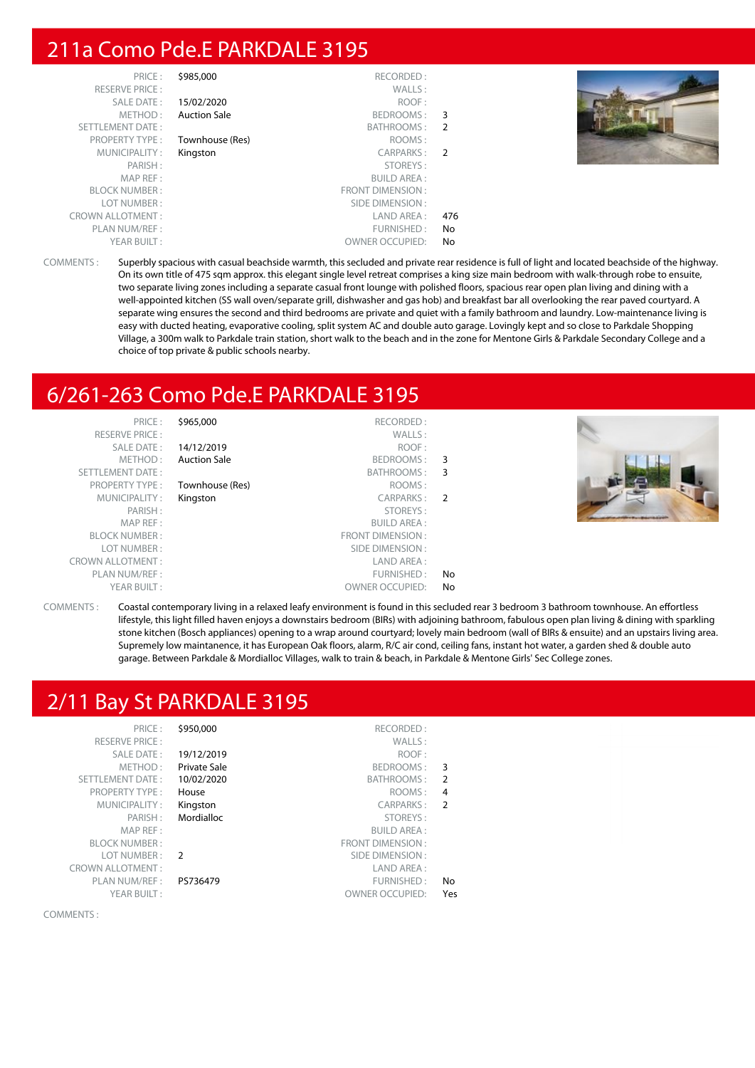## 211a Como Pde.E PARKDALE 3195

| | | | |
|---|---|---|---|
| PRICE : | $985,000 | RECORDED : | |
| RESERVE PRICE : | | WALLS : | |
| SALE DATE : | 15/02/2020 | ROOF : | |
| METHOD : | Auction Sale | BEDROOMS : | 3 |
| SETTLEMENT DATE : | | BATHROOMS : | 2 |
| PROPERTY TYPE : | Townhouse (Res) | ROOMS : | |
| MUNICIPALITY : | Kingston | CARPARKS : | 2 |
| PARISH : | | STOREYS : | |
| MAP REF : | | BUILD AREA : | |
| BLOCK NUMBER : | | FRONT DIMENSION : | |
| LOT NUMBER : | | SIDE DIMENSION : | |
| CROWN ALLOTMENT : | | LAND AREA : | 476 |
| PLAN NUM/REF : | | FURNISHED : | No |
| YEAR BUILT : | | OWNER OCCUPIED: | No |

COMMENTS : Superbly spacious with casual beachside warmth, this secluded and private rear residence is full of light and located beachside of the highway. On its own title of 475 sqm approx. this elegant single level retreat comprises a king size main bedroom with walk-through robe to ensuite, two separate living zones including a separate casual front lounge with polished floors, spacious rear open plan living and dining with a well-appointed kitchen (SS wall oven/separate grill, dishwasher and gas hob) and breakfast bar all overlooking the rear paved courtyard. A separate wing ensures the second and third bedrooms are private and quiet with a family bathroom and laundry. Low-maintenance living is easy with ducted heating, evaporative cooling, split system AC and double auto garage. Lovingly kept and so close to Parkdale Shopping Village, a 300m walk to Parkdale train station, short walk to the beach and in the zone for Mentone Girls & Parkdale Secondary College and a choice of top private & public schools nearby.

## 6/261-263 Como Pde.E PARKDALE 3195

| | | | |
|---|---|---|---|
| PRICE : | $965,000 | RECORDED : | |
| RESERVE PRICE : | | WALLS : | |
| SALE DATE : | 14/12/2019 | ROOF : | |
| METHOD : | Auction Sale | BEDROOMS : | 3 |
| SETTLEMENT DATE : | | BATHROOMS : | 3 |
| PROPERTY TYPE : | Townhouse (Res) | ROOMS : | |
| MUNICIPALITY : | Kingston | CARPARKS : | 2 |
| PARISH : | | STOREYS : | |
| MAP REF : | | BUILD AREA : | |
| BLOCK NUMBER : | | FRONT DIMENSION : | |
| LOT NUMBER : | | SIDE DIMENSION : | |
| CROWN ALLOTMENT : | | LAND AREA : | |
| PLAN NUM/REF : | | FURNISHED : | No |
| YEAR BUILT : | | OWNER OCCUPIED: | No |

COMMENTS : Coastal contemporary living in a relaxed leafy environment is found in this secluded rear 3 bedroom 3 bathroom townhouse. An effortless lifestyle, this light filled haven enjoys a downstairs bedroom (BIRs) with adjoining bathroom, fabulous open plan living & dining with sparkling stone kitchen (Bosch appliances) opening to a wrap around courtyard; lovely main bedroom (wall of BIRs & ensuite) and an upstairs living area. Supremely low maintanence, it has European Oak floors, alarm, R/C air cond, ceiling fans, instant hot water, a garden shed & double auto garage. Between Parkdale & Mordialloc Villages, walk to train & beach, in Parkdale & Mentone Girls' Sec College zones.

## 2/11 Bay St PARKDALE 3195

| | | | |
|---|---|---|---|
| PRICE : | $950,000 | RECORDED : | |
| RESERVE PRICE : | | WALLS : | |
| SALE DATE : | 19/12/2019 | ROOF : | |
| METHOD : | Private Sale | BEDROOMS : | 3 |
| SETTLEMENT DATE : | 10/02/2020 | BATHROOMS : | 2 |
| PROPERTY TYPE : | House | ROOMS : | 4 |
| MUNICIPALITY : | Kingston | CARPARKS : | 2 |
| PARISH : | Mordialloc | STOREYS : | |
| MAP REF : | | BUILD AREA : | |
| BLOCK NUMBER : | | FRONT DIMENSION : | |
| LOT NUMBER : | 2 | SIDE DIMENSION : | |
| CROWN ALLOTMENT : | | LAND AREA : | |
| PLAN NUM/REF : | PS736479 | FURNISHED : | No |
| YEAR BUILT : | | OWNER OCCUPIED: | Yes |

COMMENTS :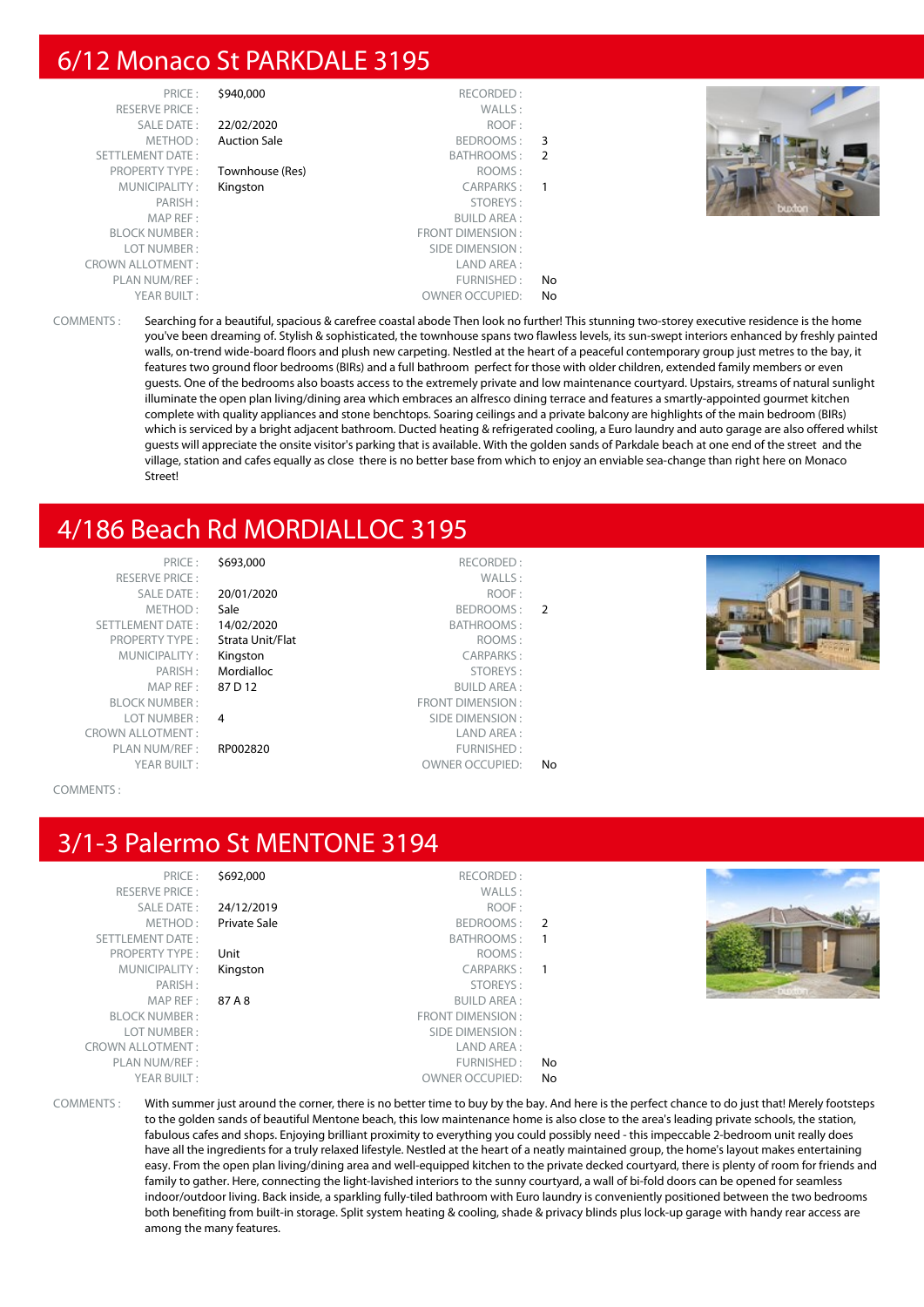# 6/12 Monaco St PARKDALE 3195

| | | | |
|---|---|---|---|
| PRICE : | $940,000 | RECORDED : | |
| RESERVE PRICE : | | WALLS : | |
| SALE DATE : | 22/02/2020 | ROOF : | |
| METHOD : | Auction Sale | BEDROOMS : | 3 |
| SETTLEMENT DATE : | | BATHROOMS : | 2 |
| PROPERTY TYPE : | Townhouse (Res) | ROOMS : | |
| MUNICIPALITY : | Kingston | CARPARKS : | 1 |
| PARISH : | | STOREYS : | |
| MAP REF : | | BUILD AREA : | |
| BLOCK NUMBER : | | FRONT DIMENSION : | |
| LOT NUMBER : | | SIDE DIMENSION : | |
| CROWN ALLOTMENT : | | LAND AREA : | |
| PLAN NUM/REF : | | FURNISHED : | No |
| YEAR BUILT : | | OWNER OCCUPIED: | No |

COMMENTS : Searching for a beautiful, spacious & carefree coastal abode Then look no further! This stunning two-storey executive residence is the home you've been dreaming of. Stylish & sophisticated, the townhouse spans two flawless levels, its sun-swept interiors enhanced by freshly painted walls, on-trend wide-board floors and plush new carpeting. Nestled at the heart of a peaceful contemporary group just metres to the bay, it features two ground floor bedrooms (BIRs) and a full bathroom perfect for those with older children, extended family members or even guests. One of the bedrooms also boasts access to the extremely private and low maintenance courtyard. Upstairs, streams of natural sunlight illuminate the open plan living/dining area which embraces an alfresco dining terrace and features a smartly-appointed gourmet kitchen complete with quality appliances and stone benchtops. Soaring ceilings and a private balcony are highlights of the main bedroom (BIRs) which is serviced by a bright adjacent bathroom. Ducted heating & refrigerated cooling, a Euro laundry and auto garage are also offered whilst guests will appreciate the onsite visitor's parking that is available. With the golden sands of Parkdale beach at one end of the street and the village, station and cafes equally as close there is no better base from which to enjoy an enviable sea-change than right here on Monaco Street!

# 4/186 Beach Rd MORDIALLOC 3195

| | | | |
|---|---|---|---|
| PRICE : | $693,000 | RECORDED : | |
| RESERVE PRICE : | | WALLS : | |
| SALE DATE : | 20/01/2020 | ROOF : | |
| METHOD : | Sale | BEDROOMS : | 2 |
| SETTLEMENT DATE : | 14/02/2020 | BATHROOMS : | |
| PROPERTY TYPE : | Strata Unit/Flat | ROOMS : | |
| MUNICIPALITY : | Kingston | CARPARKS : | |
| PARISH : | Mordialloc | STOREYS : | |
| MAP REF : | 87 D 12 | BUILD AREA : | |
| BLOCK NUMBER : | | FRONT DIMENSION : | |
| LOT NUMBER : | 4 | SIDE DIMENSION : | |
| CROWN ALLOTMENT : | | LAND AREA : | |
| PLAN NUM/REF : | RP002820 | FURNISHED : | |
| YEAR BUILT : | | OWNER OCCUPIED: | No |

COMMENTS :

# 3/1-3 Palermo St MENTONE 3194

| | | | |
|---|---|---|---|
| PRICE : | $692,000 | RECORDED : | |
| RESERVE PRICE : | | WALLS : | |
| SALE DATE : | 24/12/2019 | ROOF : | |
| METHOD : | Private Sale | BEDROOMS : | 2 |
| SETTLEMENT DATE : | | BATHROOMS : | 1 |
| PROPERTY TYPE : | Unit | ROOMS : | |
| MUNICIPALITY : | Kingston | CARPARKS : | 1 |
| PARISH : | | STOREYS : | |
| MAP REF : | 87 A 8 | BUILD AREA : | |
| BLOCK NUMBER : | | FRONT DIMENSION : | |
| LOT NUMBER : | | SIDE DIMENSION : | |
| CROWN ALLOTMENT : | | LAND AREA : | |
| PLAN NUM/REF : | | FURNISHED : | No |
| YEAR BUILT : | | OWNER OCCUPIED: | No |

COMMENTS : With summer just around the corner, there is no better time to buy by the bay. And here is the perfect chance to do just that! Merely footsteps to the golden sands of beautiful Mentone beach, this low maintenance home is also close to the area's leading private schools, the station, fabulous cafes and shops. Enjoying brilliant proximity to everything you could possibly need - this impeccable 2-bedroom unit really does have all the ingredients for a truly relaxed lifestyle. Nestled at the heart of a neatly maintained group, the home's layout makes entertaining easy. From the open plan living/dining area and well-equipped kitchen to the private decked courtyard, there is plenty of room for friends and family to gather. Here, connecting the light-lavished interiors to the sunny courtyard, a wall of bi-fold doors can be opened for seamless indoor/outdoor living. Back inside, a sparkling fully-tiled bathroom with Euro laundry is conveniently positioned between the two bedrooms both benefiting from built-in storage. Split system heating & cooling, shade & privacy blinds plus lock-up garage with handy rear access are among the many features.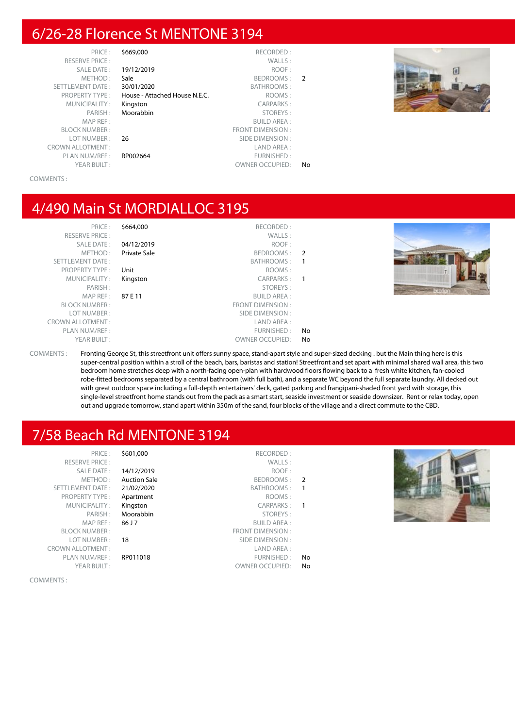## 6/26-28 Florence St MENTONE 3194

| | | | |
|---|---|---|---|
| PRICE : | $669,000 | RECORDED : | |
| RESERVE PRICE : | | WALLS : | |
| SALE DATE : | 19/12/2019 | ROOF : | |
| METHOD : | Sale | BEDROOMS : | 2 |
| SETTLEMENT DATE : | 30/01/2020 | BATHROOMS : | |
| PROPERTY TYPE : | House - Attached House N.E.C. | ROOMS : | |
| MUNICIPALITY : | Kingston | CARPARKS : | |
| PARISH : | Moorabbin | STOREYS : | |
| MAP REF : | | BUILD AREA : | |
| BLOCK NUMBER : | | FRONT DIMENSION : | |
| LOT NUMBER : | 26 | SIDE DIMENSION : | |
| CROWN ALLOTMENT : | | LAND AREA : | |
| PLAN NUM/REF : | RP002664 | FURNISHED : | |
| YEAR BUILT : | | OWNER OCCUPIED: | No |

COMMENTS :

## 4/490 Main St MORDIALLOC 3195

| | | | |
|---|---|---|---|
| PRICE : | $664,000 | RECORDED : | |
| RESERVE PRICE : | | WALLS : | |
| SALE DATE : | 04/12/2019 | ROOF : | |
| METHOD : | Private Sale | BEDROOMS : | 2 |
| SETTLEMENT DATE : | | BATHROOMS : | 1 |
| PROPERTY TYPE : | Unit | ROOMS : | |
| MUNICIPALITY : | Kingston | CARPARKS : | 1 |
| PARISH : | | STOREYS : | |
| MAP REF : | 87 E 11 | BUILD AREA : | |
| BLOCK NUMBER : | | FRONT DIMENSION : | |
| LOT NUMBER : | | SIDE DIMENSION : | |
| CROWN ALLOTMENT : | | LAND AREA : | |
| PLAN NUM/REF : | | FURNISHED : | No |
| YEAR BUILT : | | OWNER OCCUPIED: | No |

COMMENTS : Fronting George St, this streetfront unit offers sunny space, stand-apart style and super-sized decking . but the Main thing here is this super-central position within a stroll of the beach, bars, baristas and station! Streetfront and set apart with minimal shared wall area, this two bedroom home stretches deep with a north-facing open-plan with hardwood floors flowing back to a fresh white kitchen, fan-cooled robe-fitted bedrooms separated by a central bathroom (with full bath), and a separate WC beyond the full separate laundry. All decked out with great outdoor space including a full-depth entertainers' deck, gated parking and frangipani-shaded front yard with storage, this single-level streetfront home stands out from the pack as a smart start, seaside investment or seaside downsizer. Rent or relax today, open out and upgrade tomorrow, stand apart within 350m of the sand, four blocks of the village and a direct commute to the CBD.

## 7/58 Beach Rd MENTONE 3194

| | | | |
|---|---|---|---|
| PRICE : | $601,000 | RECORDED : | |
| RESERVE PRICE : | | WALLS : | |
| SALE DATE : | 14/12/2019 | ROOF : | |
| METHOD : | Auction Sale | BEDROOMS : | 2 |
| SETTLEMENT DATE : | 21/02/2020 | BATHROOMS : | 1 |
| PROPERTY TYPE : | Apartment | ROOMS : | |
| MUNICIPALITY : | Kingston | CARPARKS : | 1 |
| PARISH : | Moorabbin | STOREYS : | |
| MAP REF : | 86 J 7 | BUILD AREA : | |
| BLOCK NUMBER : | | FRONT DIMENSION : | |
| LOT NUMBER : | 18 | SIDE DIMENSION : | |
| CROWN ALLOTMENT : | | LAND AREA : | |
| PLAN NUM/REF : | RP011018 | FURNISHED : | No |
| YEAR BUILT : | | OWNER OCCUPIED: | No |

COMMENTS :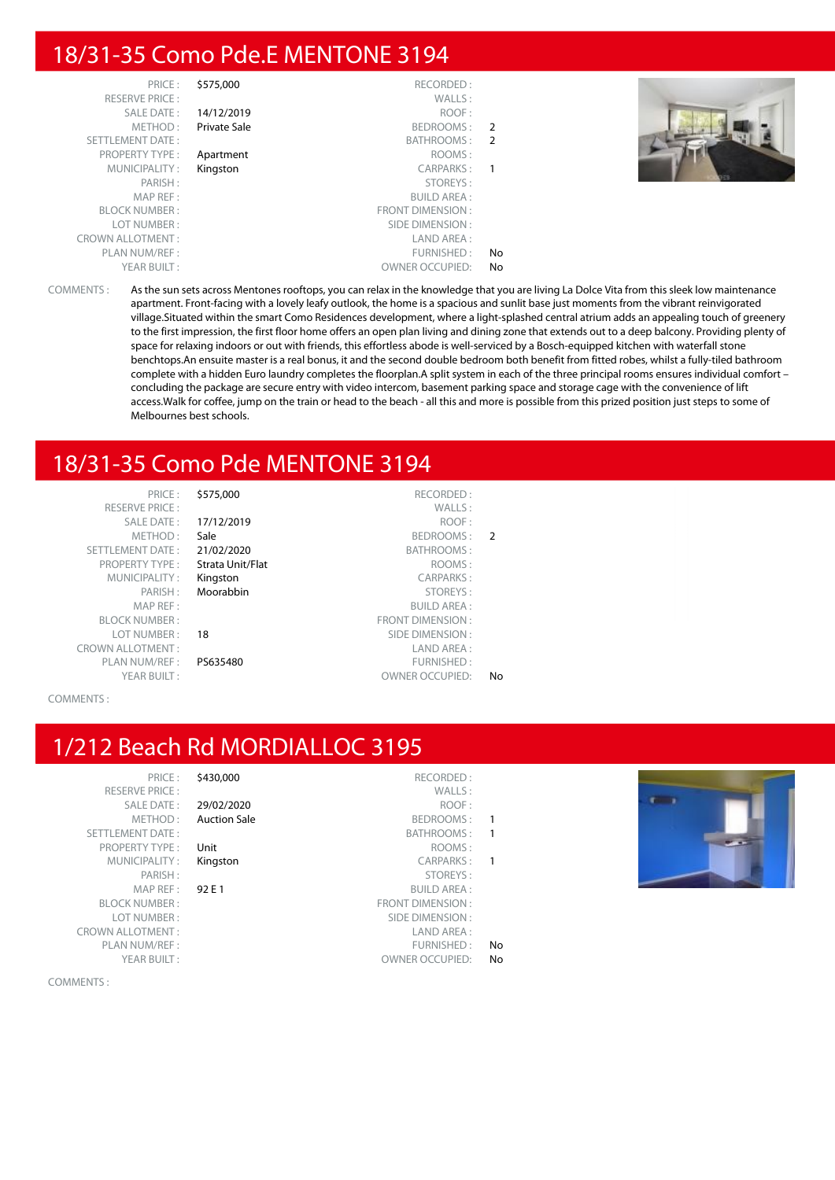# 18/31-35 Como Pde.E MENTONE 3194

| | | | |
|---|---|---|---|
| PRICE : | $575,000 | RECORDED : | |
| RESERVE PRICE : | | WALLS : | |
| SALE DATE : | 14/12/2019 | ROOF : | |
| METHOD : | Private Sale | BEDROOMS : | 2 |
| SETTLEMENT DATE : | | BATHROOMS : | 2 |
| PROPERTY TYPE : | Apartment | ROOMS : | |
| MUNICIPALITY : | Kingston | CARPARKS : | 1 |
| PARISH : | | STOREYS : | |
| MAP REF : | | BUILD AREA : | |
| BLOCK NUMBER : | | FRONT DIMENSION : | |
| LOT NUMBER : | | SIDE DIMENSION : | |
| CROWN ALLOTMENT : | | LAND AREA : | |
| PLAN NUM/REF : | | FURNISHED : | No |
| YEAR BUILT : | | OWNER OCCUPIED: | No |

COMMENTS : As the sun sets across Mentones rooftops, you can relax in the knowledge that you are living La Dolce Vita from this sleek low maintenance apartment. Front-facing with a lovely leafy outlook, the home is a spacious and sunlit base just moments from the vibrant reinvigorated village.Situated within the smart Como Residences development, where a light-splashed central atrium adds an appealing touch of greenery to the first impression, the first floor home offers an open plan living and dining zone that extends out to a deep balcony. Providing plenty of space for relaxing indoors or out with friends, this effortless abode is well-serviced by a Bosch-equipped kitchen with waterfall stone benchtops.An ensuite master is a real bonus, it and the second double bedroom both benefit from fitted robes, whilst a fully-tiled bathroom complete with a hidden Euro laundry completes the floorplan.A split system in each of the three principal rooms ensures individual comfort – concluding the package are secure entry with video intercom, basement parking space and storage cage with the convenience of lift access.Walk for coffee, jump on the train or head to the beach - all this and more is possible from this prized position just steps to some of Melbournes best schools.

# 18/31-35 Como Pde MENTONE 3194

| | | | |
|---|---|---|---|
| PRICE : | $575,000 | RECORDED : | |
| RESERVE PRICE : | | WALLS : | |
| SALE DATE : | 17/12/2019 | ROOF : | |
| METHOD : | Sale | BEDROOMS : | 2 |
| SETTLEMENT DATE : | 21/02/2020 | BATHROOMS : | |
| PROPERTY TYPE : | Strata Unit/Flat | ROOMS : | |
| MUNICIPALITY : | Kingston | CARPARKS : | |
| PARISH : | Moorabbin | STOREYS : | |
| MAP REF : | | BUILD AREA : | |
| BLOCK NUMBER : | | FRONT DIMENSION : | |
| LOT NUMBER : | 18 | SIDE DIMENSION : | |
| CROWN ALLOTMENT : | | LAND AREA : | |
| PLAN NUM/REF : | PS635480 | FURNISHED : | |
| YEAR BUILT : | | OWNER OCCUPIED: | No |

COMMENTS :

# 1/212 Beach Rd MORDIALLOC 3195

| | | | |
|---|---|---|---|
| PRICE : | $430,000 | RECORDED : | |
| RESERVE PRICE : | | WALLS : | |
| SALE DATE : | 29/02/2020 | ROOF : | |
| METHOD : | Auction Sale | BEDROOMS : | 1 |
| SETTLEMENT DATE : | | BATHROOMS : | 1 |
| PROPERTY TYPE : | Unit | ROOMS : | |
| MUNICIPALITY : | Kingston | CARPARKS : | 1 |
| PARISH : | | STOREYS : | |
| MAP REF : | 92 E 1 | BUILD AREA : | |
| BLOCK NUMBER : | | FRONT DIMENSION : | |
| LOT NUMBER : | | SIDE DIMENSION : | |
| CROWN ALLOTMENT : | | LAND AREA : | |
| PLAN NUM/REF : | | FURNISHED : | No |
| YEAR BUILT : | | OWNER OCCUPIED: | No |

COMMENTS :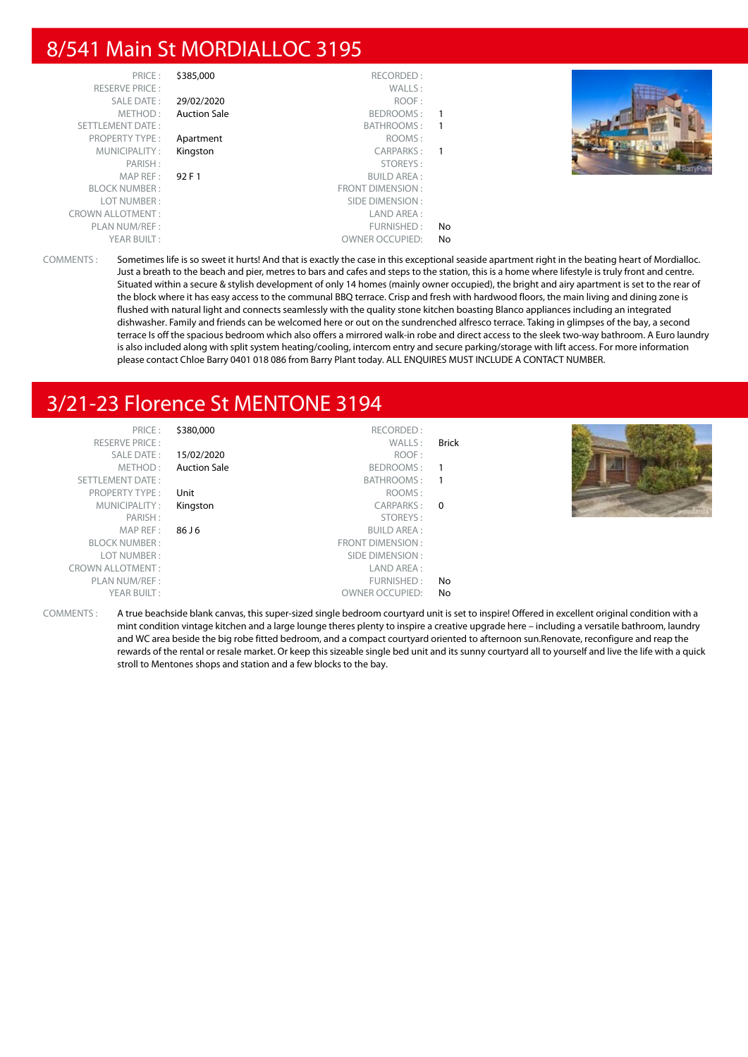## 8/541 Main St MORDIALLOC 3195

| | | | |
|---|---|---|---|
| PRICE : | $385,000 | RECORDED : | |
| RESERVE PRICE : | | WALLS : | |
| SALE DATE : | 29/02/2020 | ROOF : | |
| METHOD : | Auction Sale | BEDROOMS : | 1 |
| SETTLEMENT DATE : | | BATHROOMS : | 1 |
| PROPERTY TYPE : | Apartment | ROOMS : | |
| MUNICIPALITY : | Kingston | CARPARKS : | 1 |
| PARISH : | | STOREYS : | |
| MAP REF : | 92 F 1 | BUILD AREA : | |
| BLOCK NUMBER : | | FRONT DIMENSION : | |
| LOT NUMBER : | | SIDE DIMENSION : | |
| CROWN ALLOTMENT : | | LAND AREA : | |
| PLAN NUM/REF : | | FURNISHED : | No |
| YEAR BUILT : | | OWNER OCCUPIED: | No |

COMMENTS : Sometimes life is so sweet it hurts! And that is exactly the case in this exceptional seaside apartment right in the beating heart of Mordialloc. Just a breath to the beach and pier, metres to bars and cafes and steps to the station, this is a home where lifestyle is truly front and centre. Situated within a secure & stylish development of only 14 homes (mainly owner occupied), the bright and airy apartment is set to the rear of the block where it has easy access to the communal BBQ terrace. Crisp and fresh with hardwood floors, the main living and dining zone is flushed with natural light and connects seamlessly with the quality stone kitchen boasting Blanco appliances including an integrated dishwasher. Family and friends can be welcomed here or out on the sundrenched alfresco terrace. Taking in glimpses of the bay, a second terrace Is off the spacious bedroom which also offers a mirrored walk-in robe and direct access to the sleek two-way bathroom. A Euro laundry is also included along with split system heating/cooling, intercom entry and secure parking/storage with lift access. For more information please contact Chloe Barry 0401 018 086 from Barry Plant today. ALL ENQUIRES MUST INCLUDE A CONTACT NUMBER.

## 3/21-23 Florence St MENTONE 3194

| | | | |
|---|---|---|---|
| PRICE : | $380,000 | RECORDED : | |
| RESERVE PRICE : | | WALLS : | Brick |
| SALE DATE : | 15/02/2020 | ROOF : | |
| METHOD : | Auction Sale | BEDROOMS : | 1 |
| SETTLEMENT DATE : | | BATHROOMS : | 1 |
| PROPERTY TYPE : | Unit | ROOMS : | |
| MUNICIPALITY : | Kingston | CARPARKS : | 0 |
| PARISH : | | STOREYS : | |
| MAP REF : | 86 J 6 | BUILD AREA : | |
| BLOCK NUMBER : | | FRONT DIMENSION : | |
| LOT NUMBER : | | SIDE DIMENSION : | |
| CROWN ALLOTMENT : | | LAND AREA : | |
| PLAN NUM/REF : | | FURNISHED : | No |
| YEAR BUILT : | | OWNER OCCUPIED: | No |

COMMENTS : A true beachside blank canvas, this super-sized single bedroom courtyard unit is set to inspire! Offered in excellent original condition with a mint condition vintage kitchen and a large lounge theres plenty to inspire a creative upgrade here – including a versatile bathroom, laundry and WC area beside the big robe fitted bedroom, and a compact courtyard oriented to afternoon sun.Renovate, reconfigure and reap the rewards of the rental or resale market. Or keep this sizeable single bed unit and its sunny courtyard all to yourself and live the life with a quick stroll to Mentones shops and station and a few blocks to the bay.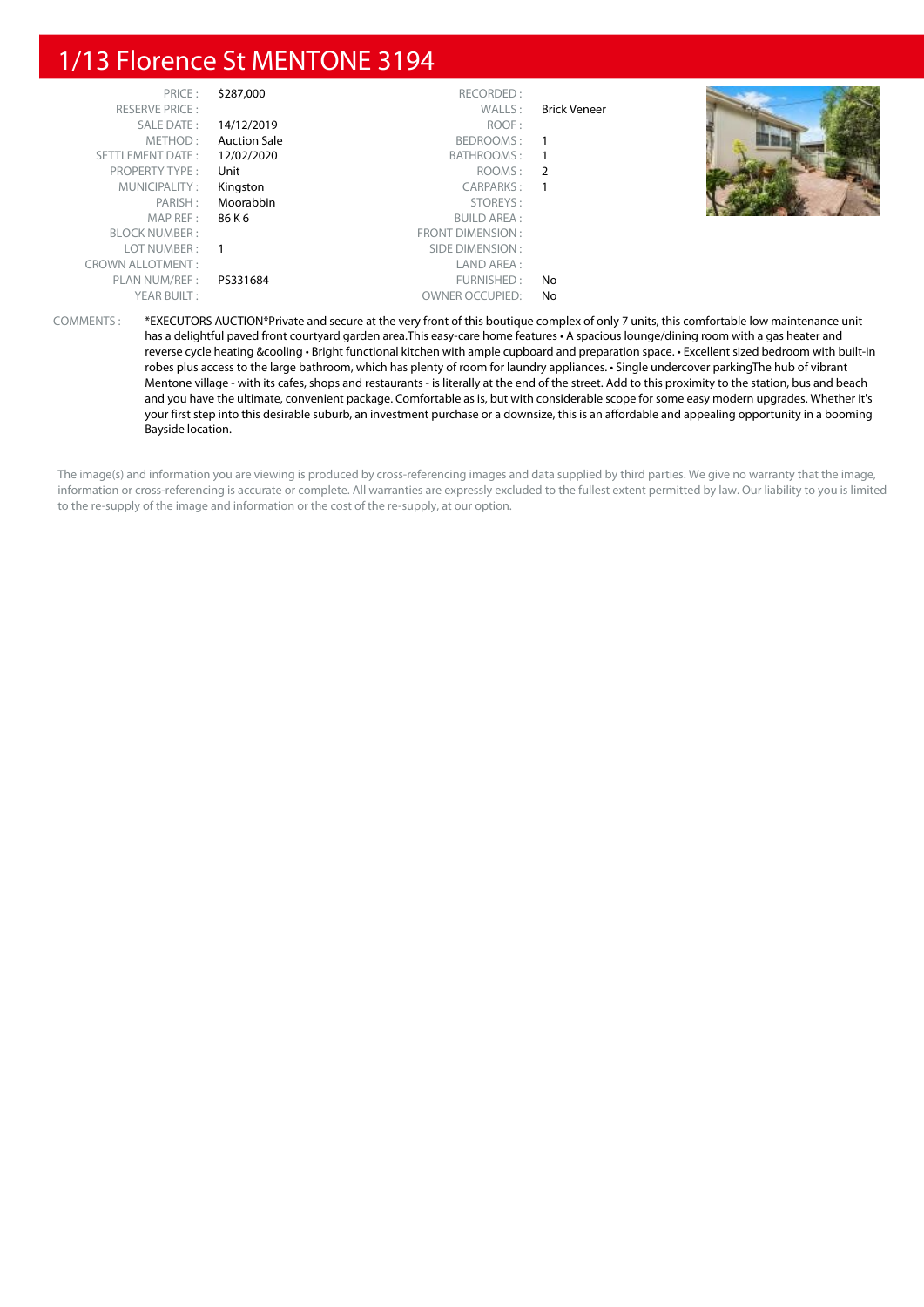# 1/13 Florence St MENTONE 3194

| | | | |
|---|---|---|---|
| PRICE : | $287,000 | RECORDED : | |
| RESERVE PRICE : | | WALLS : | Brick Veneer |
| SALE DATE : | 14/12/2019 | ROOF : | |
| METHOD : | Auction Sale | BEDROOMS : | 1 |
| SETTLEMENT DATE : | 12/02/2020 | BATHROOMS : | 1 |
| PROPERTY TYPE : | Unit | ROOMS : | 2 |
| MUNICIPALITY : | Kingston | CARPARKS : | 1 |
| PARISH : | Moorabbin | STOREYS : | |
| MAP REF : | 86 K 6 | BUILD AREA : | |
| BLOCK NUMBER : | | FRONT DIMENSION : | |
| LOT NUMBER : | 1 | SIDE DIMENSION : | |
| CROWN ALLOTMENT : | | LAND AREA : | |
| PLAN NUM/REF : | PS331684 | FURNISHED : | No |
| YEAR BUILT : | | OWNER OCCUPIED: | No |

COMMENTS : *EXECUTORS AUCTION*Private and secure at the very front of this boutique complex of only 7 units, this comfortable low maintenance unit has a delightful paved front courtyard garden area.This easy-care home features • A spacious lounge/dining room with a gas heater and reverse cycle heating &cooling • Bright functional kitchen with ample cupboard and preparation space. • Excellent sized bedroom with built-in robes plus access to the large bathroom, which has plenty of room for laundry appliances. • Single undercover parkingThe hub of vibrant Mentone village - with its cafes, shops and restaurants - is literally at the end of the street. Add to this proximity to the station, bus and beach and you have the ultimate, convenient package. Comfortable as is, but with considerable scope for some easy modern upgrades. Whether it's your first step into this desirable suburb, an investment purchase or a downsize, this is an affordable and appealing opportunity in a booming Bayside location.

The image(s) and information you are viewing is produced by cross-referencing images and data supplied by third parties. We give no warranty that the image, information or cross-referencing is accurate or complete. All warranties are expressly excluded to the fullest extent permitted by law. Our liability to you is limited to the re-supply of the image and information or the cost of the re-supply, at our option.